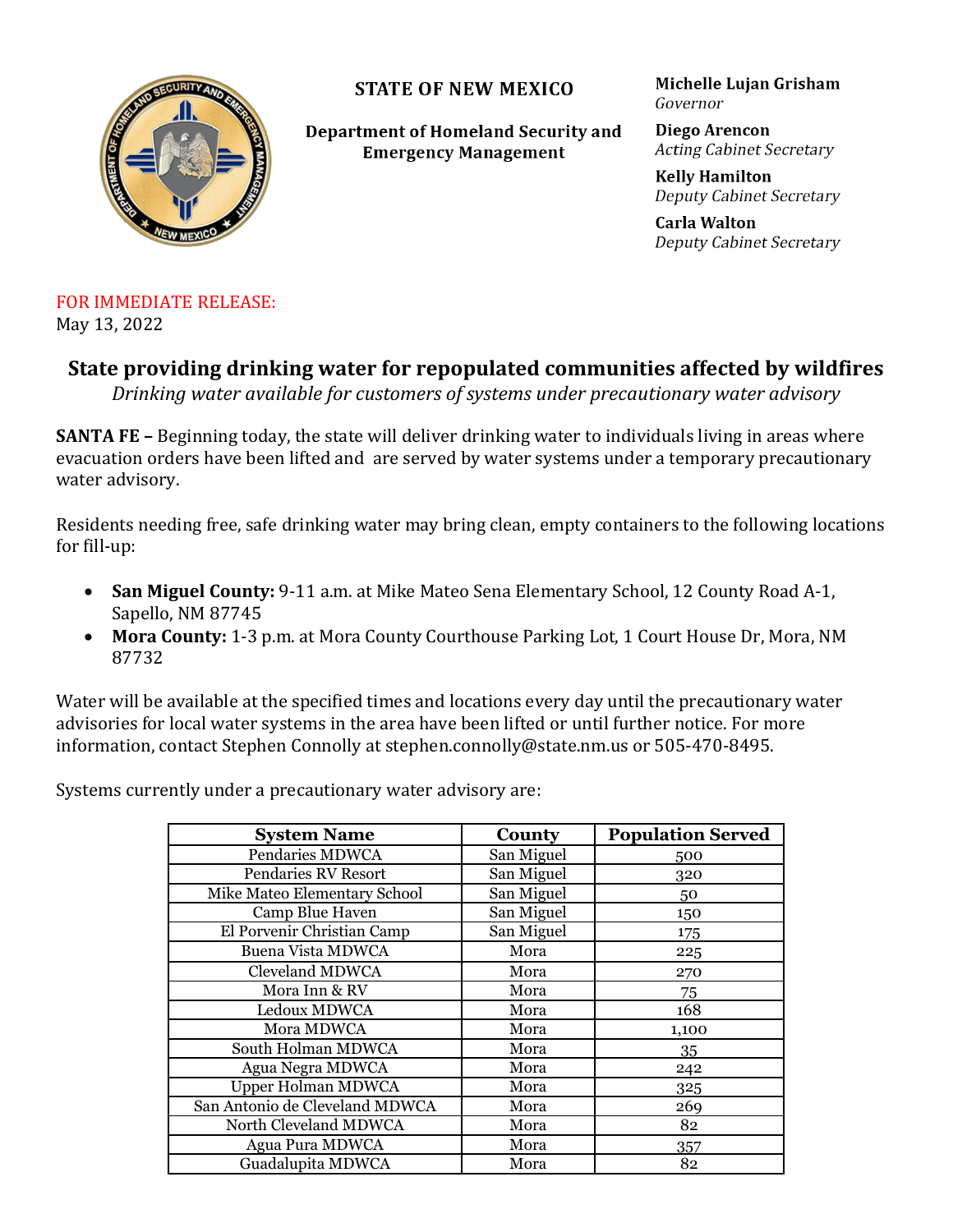**STATE OF NEW MEXICO**

**Department of Homeland Security and Emergency Management**

**Michelle Lujan Grisham**
*Governor*

**Diego Arencon**
*Acting Cabinet Secretary*

**Kelly Hamilton**
*Deputy Cabinet Secretary*

**Carla Walton**
*Deputy Cabinet Secretary*

FOR IMMEDIATE RELEASE:
May 13, 2022

## State providing drinking water for repopulated communities affected by wildfires

*Drinking water available for customers of systems under precautionary water advisory*

**SANTA FE –** Beginning today, the state will deliver drinking water to individuals living in areas where evacuation orders have been lifted and are served by water systems under a temporary precautionary water advisory.

Residents needing free, safe drinking water may bring clean, empty containers to the following locations for fill-up:

- **San Miguel County:** 9-11 a.m. at Mike Mateo Sena Elementary School, 12 County Road A-1, Sapello, NM 87745
- **Mora County:** 1-3 p.m. at Mora County Courthouse Parking Lot, 1 Court House Dr, Mora, NM 87732

Water will be available at the specified times and locations every day until the precautionary water advisories for local water systems in the area have been lifted or until further notice. For more information, contact Stephen Connolly at stephen.connolly@state.nm.us or 505-470-8495.

Systems currently under a precautionary water advisory are:

| System Name | County | Population Served |
|---|---|---|
| Pendaries MDWCA | San Miguel | 500 |
| Pendaries RV Resort | San Miguel | 320 |
| Mike Mateo Elementary School | San Miguel | 50 |
| Camp Blue Haven | San Miguel | 150 |
| El Porvenir Christian Camp | San Miguel | 175 |
| Buena Vista MDWCA | Mora | 225 |
| Cleveland MDWCA | Mora | 270 |
| Mora Inn & RV | Mora | 75 |
| Ledoux MDWCA | Mora | 168 |
| Mora MDWCA | Mora | 1,100 |
| South Holman MDWCA | Mora | 35 |
| Agua Negra MDWCA | Mora | 242 |
| Upper Holman MDWCA | Mora | 325 |
| San Antonio de Cleveland MDWCA | Mora | 269 |
| North Cleveland MDWCA | Mora | 82 |
| Agua Pura MDWCA | Mora | 357 |
| Guadalupita MDWCA | Mora | 82 |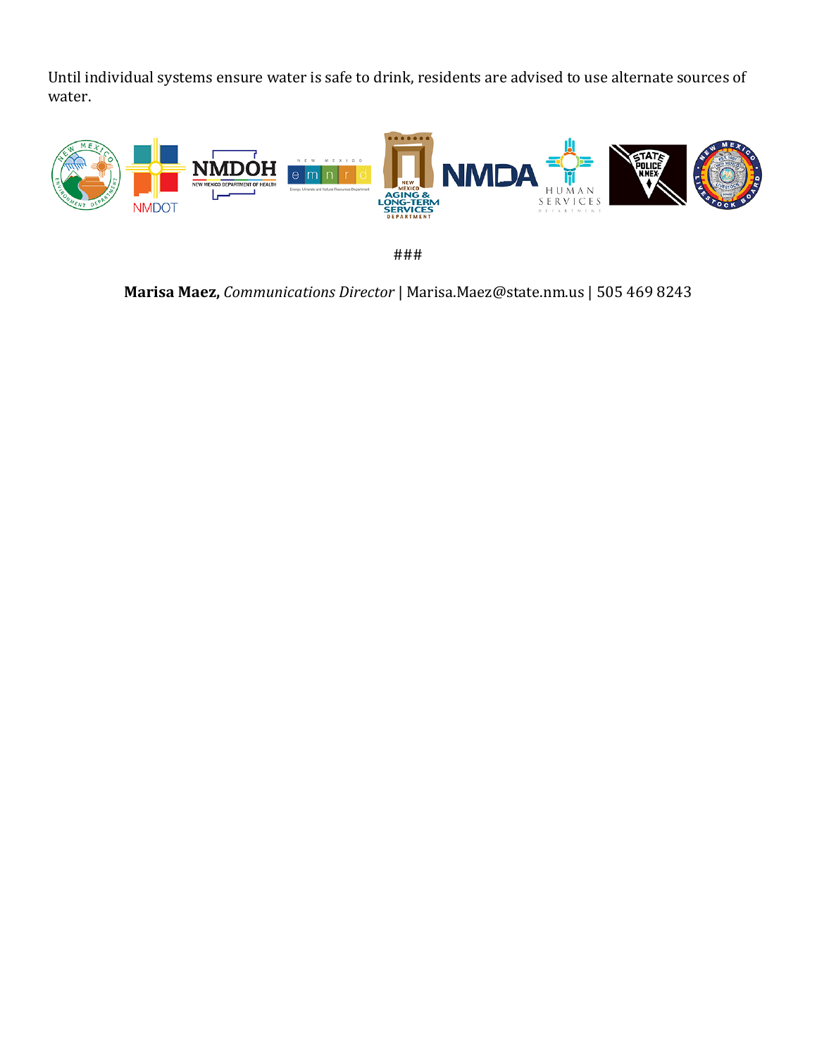Until individual systems ensure water is safe to drink, residents are advised to use alternate sources of water.

###

**Marisa Maez,** *Communications Director* | Marisa.Maez@state.nm.us | 505 469 8243